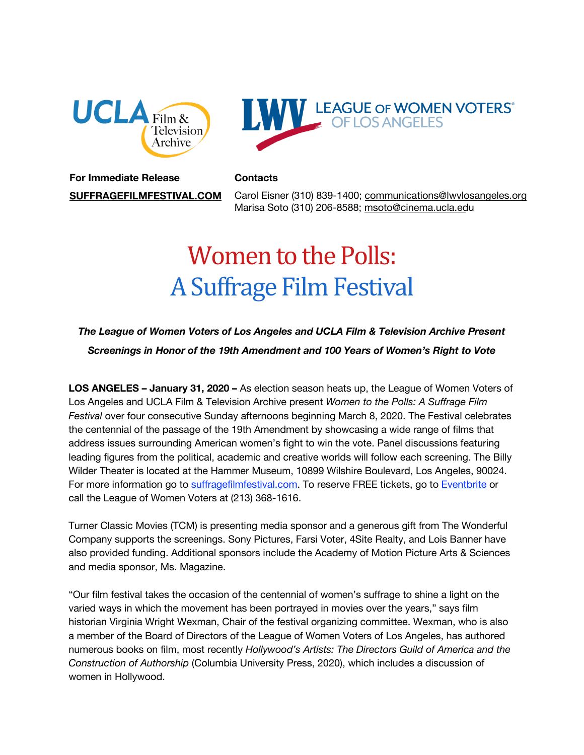UCLA Film & Television Archive

LWV LEAGUE OF WOMEN VOTERS® OF LOS ANGELES

**For Immediate Release**

**SUFFRAGEFILMFESTIVAL.COM**

**Contacts**

Carol Eisner (310) 839-1400; communications@lwvlosangeles.org
Marisa Soto (310) 206-8588; msoto@cinema.ucla.edu

# Women to the Polls: A Suffrage Film Festival

***The League of Women Voters of Los Angeles and UCLA Film & Television Archive Present Screenings in Honor of the 19th Amendment and 100 Years of Women's Right to Vote***

**LOS ANGELES – January 31, 2020 –** As election season heats up, the League of Women Voters of Los Angeles and UCLA Film & Television Archive present *Women to the Polls: A Suffrage Film Festival* over four consecutive Sunday afternoons beginning March 8, 2020. The Festival celebrates the centennial of the passage of the 19th Amendment by showcasing a wide range of films that address issues surrounding American women's fight to win the vote. Panel discussions featuring leading figures from the political, academic and creative worlds will follow each screening. The Billy Wilder Theater is located at the Hammer Museum, 10899 Wilshire Boulevard, Los Angeles, 90024. For more information go to suffragefilmfestival.com. To reserve FREE tickets, go to Eventbrite or call the League of Women Voters at (213) 368-1616.

Turner Classic Movies (TCM) is presenting media sponsor and a generous gift from The Wonderful Company supports the screenings. Sony Pictures, Farsi Voter, 4Site Realty, and Lois Banner have also provided funding. Additional sponsors include the Academy of Motion Picture Arts & Sciences and media sponsor, Ms. Magazine.

"Our film festival takes the occasion of the centennial of women's suffrage to shine a light on the varied ways in which the movement has been portrayed in movies over the years," says film historian Virginia Wright Wexman, Chair of the festival organizing committee. Wexman, who is also a member of the Board of Directors of the League of Women Voters of Los Angeles, has authored numerous books on film, most recently *Hollywood's Artists: The Directors Guild of America and the Construction of Authorship* (Columbia University Press, 2020), which includes a discussion of women in Hollywood.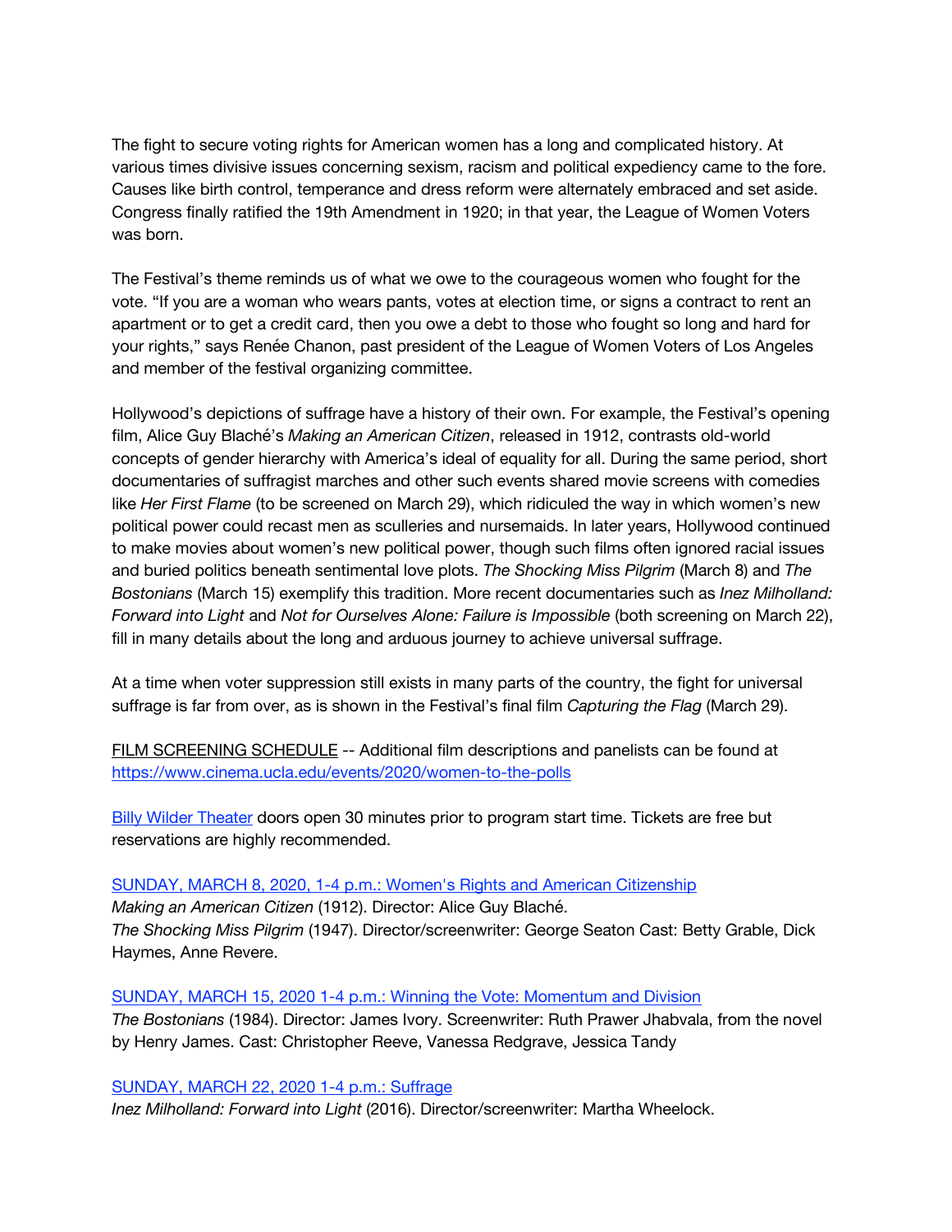The fight to secure voting rights for American women has a long and complicated history. At various times divisive issues concerning sexism, racism and political expediency came to the fore. Causes like birth control, temperance and dress reform were alternately embraced and set aside. Congress finally ratified the 19th Amendment in 1920; in that year, the League of Women Voters was born.

The Festival's theme reminds us of what we owe to the courageous women who fought for the vote. "If you are a woman who wears pants, votes at election time, or signs a contract to rent an apartment or to get a credit card, then you owe a debt to those who fought so long and hard for your rights," says Renée Chanon, past president of the League of Women Voters of Los Angeles and member of the festival organizing committee.

Hollywood's depictions of suffrage have a history of their own. For example, the Festival's opening film, Alice Guy Blaché's *Making an American Citizen*, released in 1912, contrasts old-world concepts of gender hierarchy with America's ideal of equality for all. During the same period, short documentaries of suffragist marches and other such events shared movie screens with comedies like *Her First Flame* (to be screened on March 29), which ridiculed the way in which women's new political power could recast men as sculleries and nursemaids. In later years, Hollywood continued to make movies about women's new political power, though such films often ignored racial issues and buried politics beneath sentimental love plots. *The Shocking Miss Pilgrim* (March 8) and *The Bostonians* (March 15) exemplify this tradition. More recent documentaries such as *Inez Milholland: Forward into Light* and *Not for Ourselves Alone: Failure is Impossible* (both screening on March 22), fill in many details about the long and arduous journey to achieve universal suffrage.

At a time when voter suppression still exists in many parts of the country, the fight for universal suffrage is far from over, as is shown in the Festival's final film *Capturing the Flag* (March 29).

FILM SCREENING SCHEDULE -- Additional film descriptions and panelists can be found at https://www.cinema.ucla.edu/events/2020/women-to-the-polls

Billy Wilder Theater doors open 30 minutes prior to program start time. Tickets are free but reservations are highly recommended.

SUNDAY, MARCH 8, 2020, 1-4 p.m.: Women's Rights and American Citizenship
*Making an American Citizen* (1912). Director: Alice Guy Blaché.
*The Shocking Miss Pilgrim* (1947). Director/screenwriter: George Seaton Cast: Betty Grable, Dick Haymes, Anne Revere.

SUNDAY, MARCH 15, 2020 1-4 p.m.: Winning the Vote: Momentum and Division
*The Bostonians* (1984). Director: James Ivory. Screenwriter: Ruth Prawer Jhabvala, from the novel by Henry James. Cast: Christopher Reeve, Vanessa Redgrave, Jessica Tandy

SUNDAY, MARCH 22, 2020 1-4 p.m.: Suffrage
*Inez Milholland: Forward into Light* (2016). Director/screenwriter: Martha Wheelock.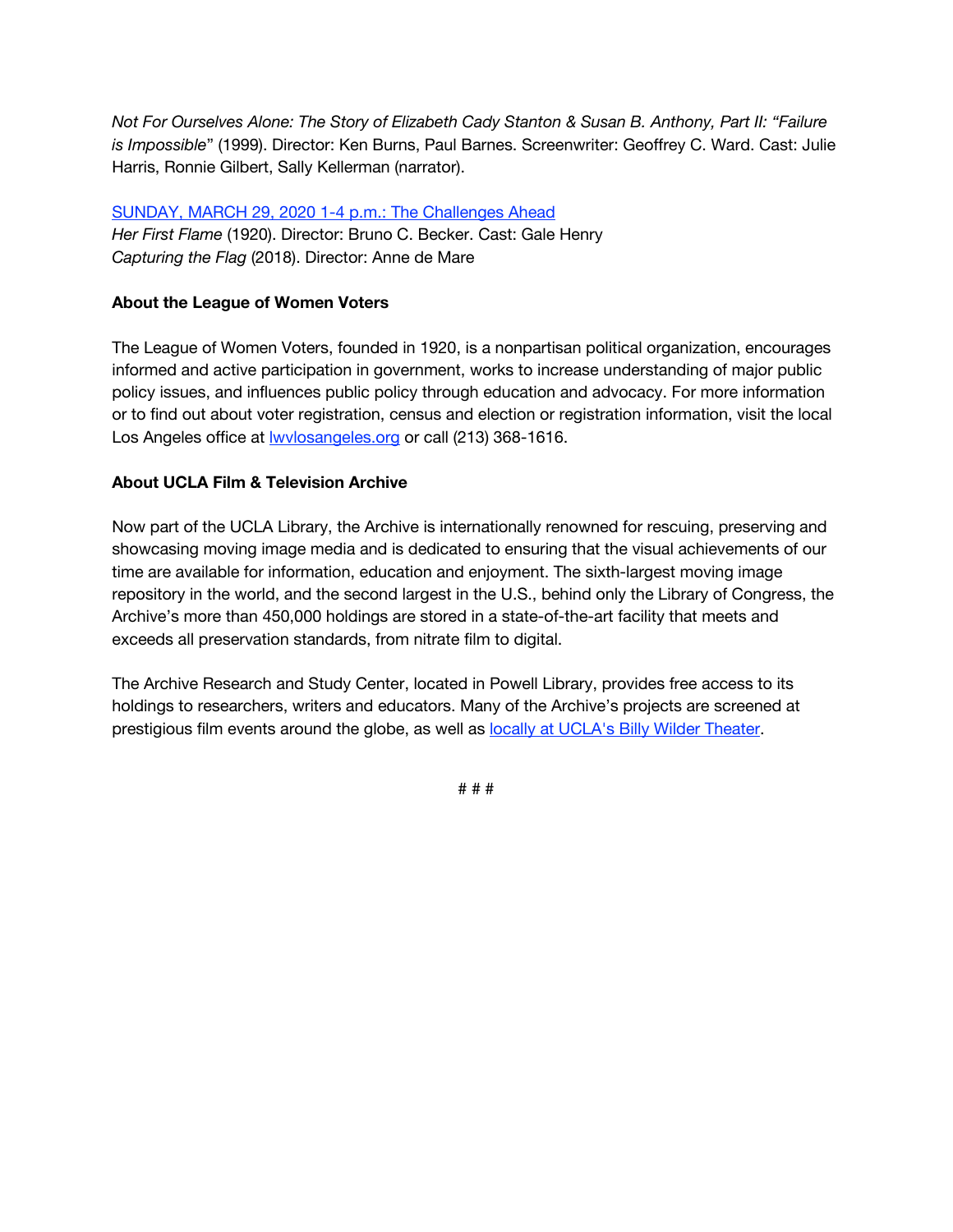*Not For Ourselves Alone: The Story of Elizabeth Cady Stanton & Susan B. Anthony, Part II: "Failure is Impossible*" (1999). Director: Ken Burns, Paul Barnes. Screenwriter: Geoffrey C. Ward. Cast: Julie Harris, Ronnie Gilbert, Sally Kellerman (narrator).

SUNDAY, MARCH 29, 2020 1-4 p.m.: The Challenges Ahead
*Her First Flame* (1920). Director: Bruno C. Becker. Cast: Gale Henry
*Capturing the Flag* (2018). Director: Anne de Mare

**About the League of Women Voters**

The League of Women Voters, founded in 1920, is a nonpartisan political organization, encourages informed and active participation in government, works to increase understanding of major public policy issues, and influences public policy through education and advocacy. For more information or to find out about voter registration, census and election or registration information, visit the local Los Angeles office at lwvlosangeles.org or call (213) 368-1616.

**About UCLA Film & Television Archive**

Now part of the UCLA Library, the Archive is internationally renowned for rescuing, preserving and showcasing moving image media and is dedicated to ensuring that the visual achievements of our time are available for information, education and enjoyment. The sixth-largest moving image repository in the world, and the second largest in the U.S., behind only the Library of Congress, the Archive's more than 450,000 holdings are stored in a state-of-the-art facility that meets and exceeds all preservation standards, from nitrate film to digital.

The Archive Research and Study Center, located in Powell Library, provides free access to its holdings to researchers, writers and educators. Many of the Archive's projects are screened at prestigious film events around the globe, as well as locally at UCLA's Billy Wilder Theater.

# # #